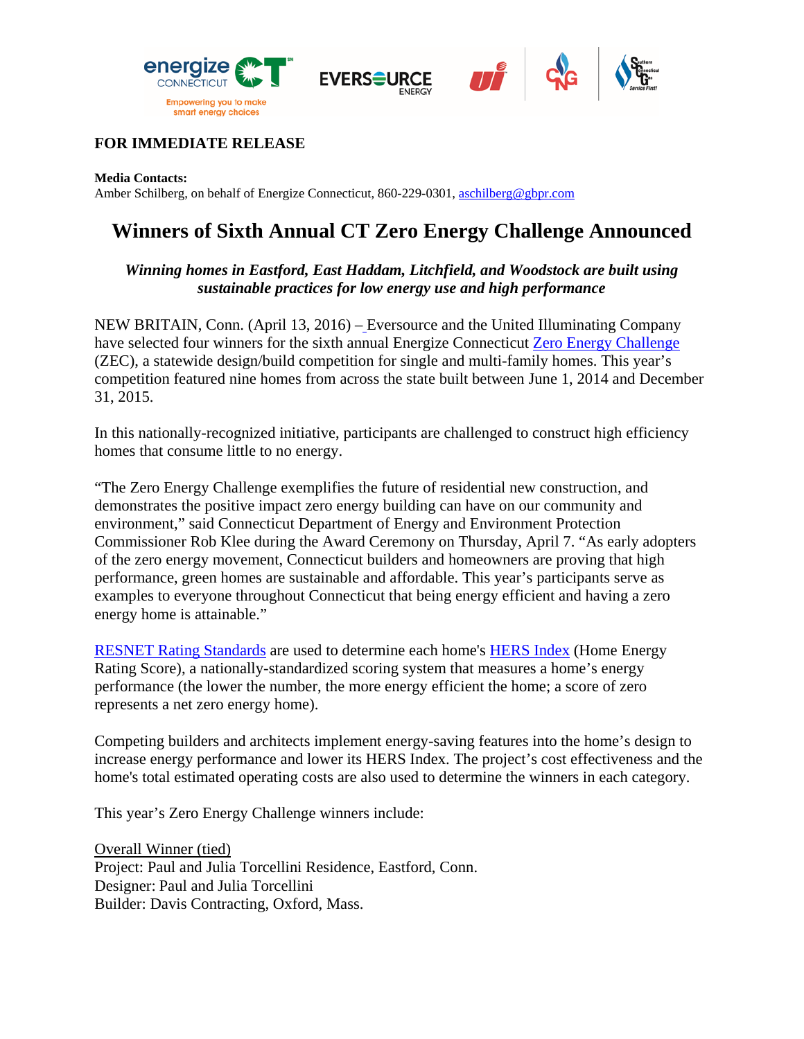**FOR IMMEDIATE RELEASE**

**Media Contacts:**
Amber Schilberg, on behalf of Energize Connecticut, 860-229-0301, aschilberg@gbpr.com

# Winners of Sixth Annual CT Zero Energy Challenge Announced

***Winning homes in Eastford, East Haddam, Litchfield, and Woodstock are built using sustainable practices for low energy use and high performance***

NEW BRITAIN, Conn. (April 13, 2016) – Eversource and the United Illuminating Company have selected four winners for the sixth annual Energize Connecticut Zero Energy Challenge (ZEC), a statewide design/build competition for single and multi-family homes. This year's competition featured nine homes from across the state built between June 1, 2014 and December 31, 2015.

In this nationally-recognized initiative, participants are challenged to construct high efficiency homes that consume little to no energy.

"The Zero Energy Challenge exemplifies the future of residential new construction, and demonstrates the positive impact zero energy building can have on our community and environment," said Connecticut Department of Energy and Environment Protection Commissioner Rob Klee during the Award Ceremony on Thursday, April 7. "As early adopters of the zero energy movement, Connecticut builders and homeowners are proving that high performance, green homes are sustainable and affordable. This year's participants serve as examples to everyone throughout Connecticut that being energy efficient and having a zero energy home is attainable."

RESNET Rating Standards are used to determine each home's HERS Index (Home Energy Rating Score), a nationally-standardized scoring system that measures a home's energy performance (the lower the number, the more energy efficient the home; a score of zero represents a net zero energy home).

Competing builders and architects implement energy-saving features into the home's design to increase energy performance and lower its HERS Index. The project's cost effectiveness and the home's total estimated operating costs are also used to determine the winners in each category.

This year's Zero Energy Challenge winners include:

Overall Winner (tied)
Project: Paul and Julia Torcellini Residence, Eastford, Conn.
Designer: Paul and Julia Torcellini
Builder: Davis Contracting, Oxford, Mass.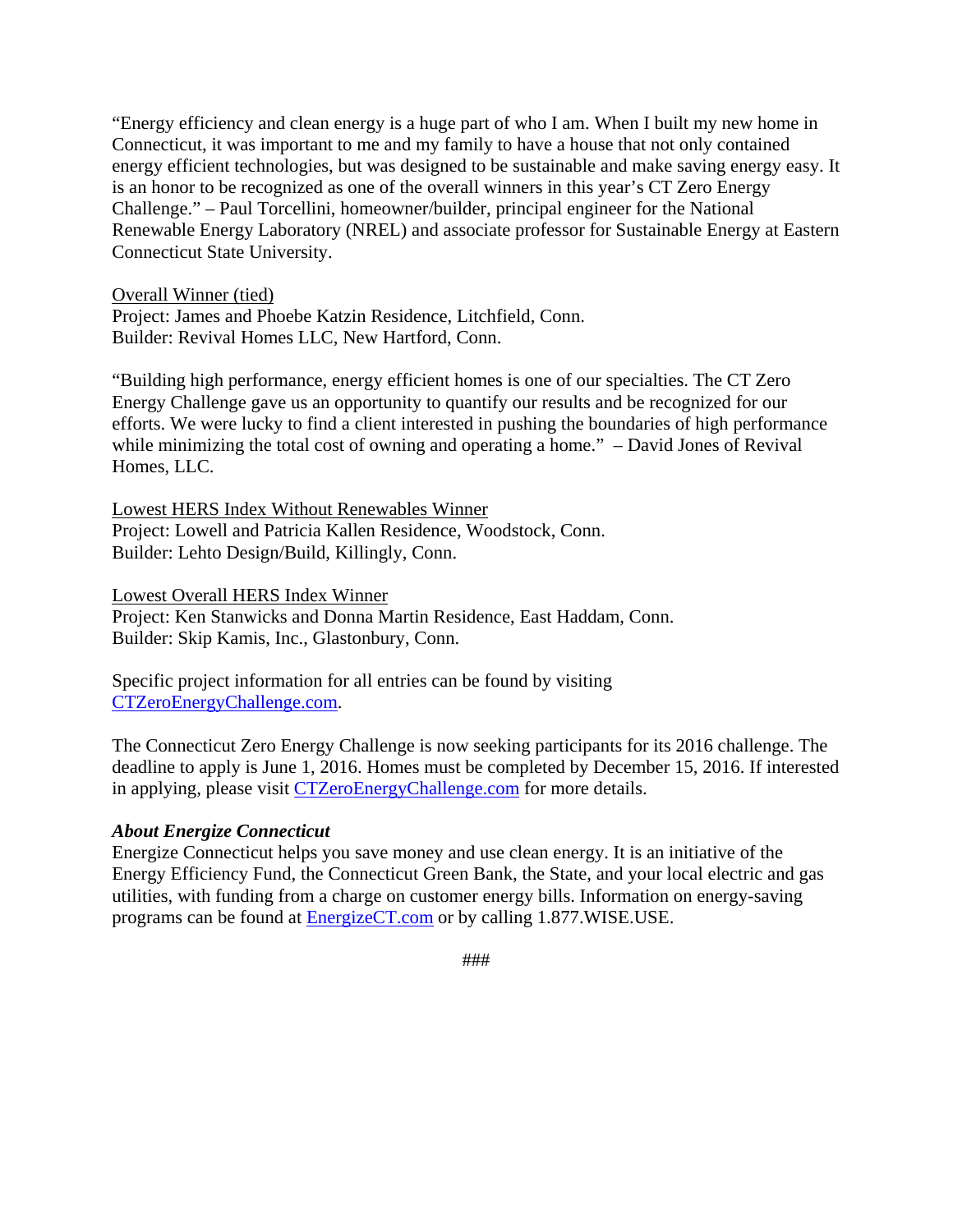"Energy efficiency and clean energy is a huge part of who I am. When I built my new home in Connecticut, it was important to me and my family to have a house that not only contained energy efficient technologies, but was designed to be sustainable and make saving energy easy. It is an honor to be recognized as one of the overall winners in this year's CT Zero Energy Challenge." – Paul Torcellini, homeowner/builder, principal engineer for the National Renewable Energy Laboratory (NREL) and associate professor for Sustainable Energy at Eastern Connecticut State University.

Overall Winner (tied)
Project: James and Phoebe Katzin Residence, Litchfield, Conn.
Builder: Revival Homes LLC, New Hartford, Conn.

"Building high performance, energy efficient homes is one of our specialties. The CT Zero Energy Challenge gave us an opportunity to quantify our results and be recognized for our efforts. We were lucky to find a client interested in pushing the boundaries of high performance while minimizing the total cost of owning and operating a home." – David Jones of Revival Homes, LLC.

Lowest HERS Index Without Renewables Winner
Project: Lowell and Patricia Kallen Residence, Woodstock, Conn.
Builder: Lehto Design/Build, Killingly, Conn.

Lowest Overall HERS Index Winner
Project: Ken Stanwicks and Donna Martin Residence, East Haddam, Conn.
Builder: Skip Kamis, Inc., Glastonbury, Conn.

Specific project information for all entries can be found by visiting CTZeroEnergyChallenge.com.

The Connecticut Zero Energy Challenge is now seeking participants for its 2016 challenge. The deadline to apply is June 1, 2016. Homes must be completed by December 15, 2016. If interested in applying, please visit CTZeroEnergyChallenge.com for more details.

***About Energize Connecticut***

Energize Connecticut helps you save money and use clean energy. It is an initiative of the Energy Efficiency Fund, the Connecticut Green Bank, the State, and your local electric and gas utilities, with funding from a charge on customer energy bills. Information on energy-saving programs can be found at EnergizeCT.com or by calling 1.877.WISE.USE.

###